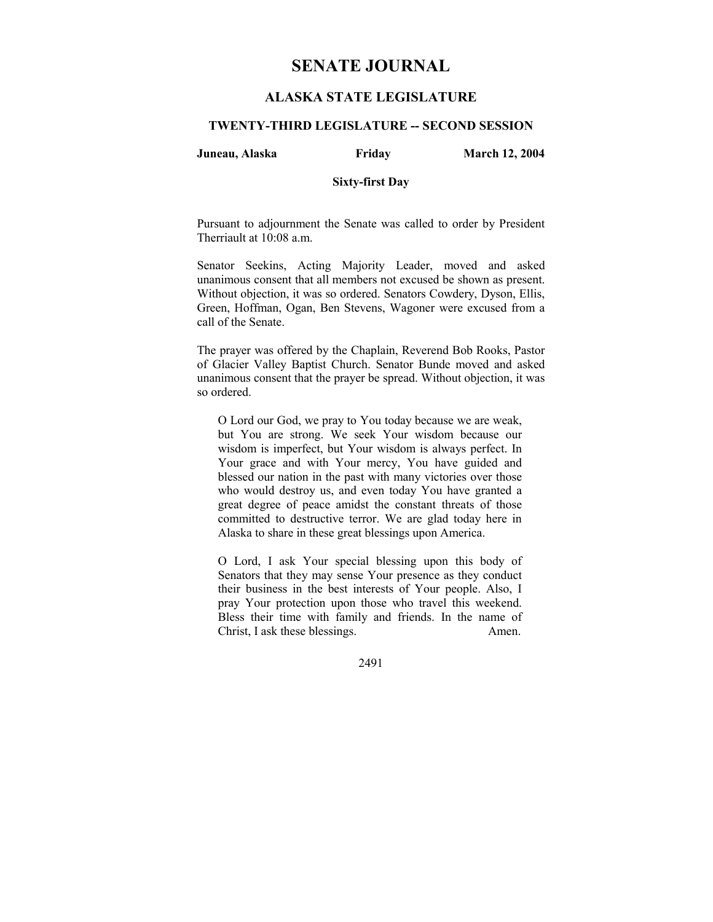# SENATE JOURNAL

## ALASKA STATE LEGISLATURE

### TWENTY-THIRD LEGISLATURE -- SECOND SESSION

**Juneau, Alaska** **Friday** **March 12, 2004**

**Sixty-first Day**

Pursuant to adjournment the Senate was called to order by President Therriault at 10:08 a.m.

Senator Seekins, Acting Majority Leader, moved and asked unanimous consent that all members not excused be shown as present. Without objection, it was so ordered. Senators Cowdery, Dyson, Ellis, Green, Hoffman, Ogan, Ben Stevens, Wagoner were excused from a call of the Senate.

The prayer was offered by the Chaplain, Reverend Bob Rooks, Pastor of Glacier Valley Baptist Church. Senator Bunde moved and asked unanimous consent that the prayer be spread. Without objection, it was so ordered.

> O Lord our God, we pray to You today because we are weak, but You are strong. We seek Your wisdom because our wisdom is imperfect, but Your wisdom is always perfect. In Your grace and with Your mercy, You have guided and blessed our nation in the past with many victories over those who would destroy us, and even today You have granted a great degree of peace amidst the constant threats of those committed to destructive terror. We are glad today here in Alaska to share in these great blessings upon America.
>
> O Lord, I ask Your special blessing upon this body of Senators that they may sense Your presence as they conduct their business in the best interests of Your people. Also, I pray Your protection upon those who travel this weekend. Bless their time with family and friends. In the name of Christ, I ask these blessings. Amen.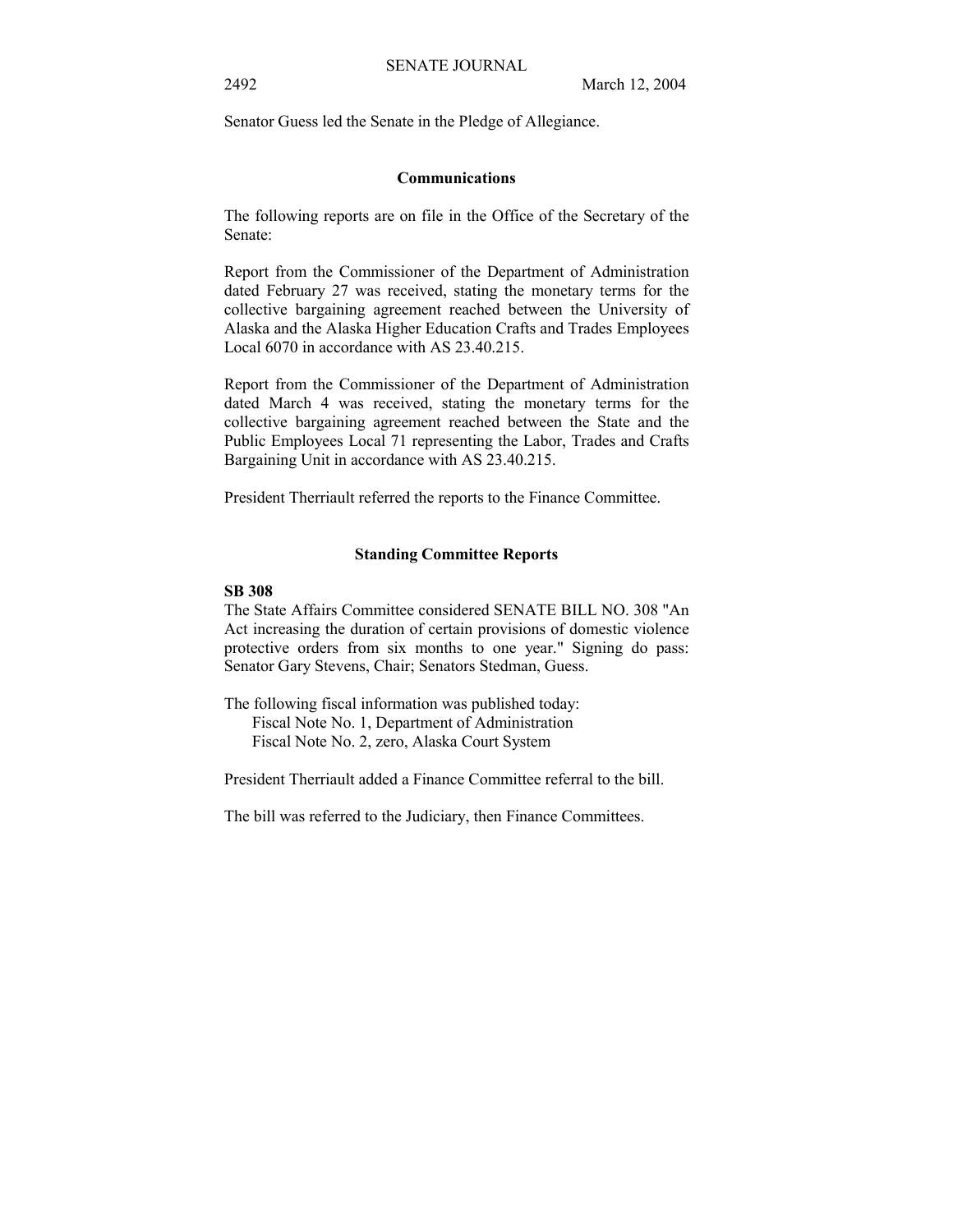Senator Guess led the Senate in the Pledge of Allegiance.

## Communications

The following reports are on file in the Office of the Secretary of the Senate:

Report from the Commissioner of the Department of Administration dated February 27 was received, stating the monetary terms for the collective bargaining agreement reached between the University of Alaska and the Alaska Higher Education Crafts and Trades Employees Local 6070 in accordance with AS 23.40.215.

Report from the Commissioner of the Department of Administration dated March 4 was received, stating the monetary terms for the collective bargaining agreement reached between the State and the Public Employees Local 71 representing the Labor, Trades and Crafts Bargaining Unit in accordance with AS 23.40.215.

President Therriault referred the reports to the Finance Committee.

## Standing Committee Reports

**SB 308**

The State Affairs Committee considered SENATE BILL NO. 308 "An Act increasing the duration of certain provisions of domestic violence protective orders from six months to one year." Signing do pass: Senator Gary Stevens, Chair; Senators Stedman, Guess.

The following fiscal information was published today:

Fiscal Note No. 1, Department of Administration
Fiscal Note No. 2, zero, Alaska Court System

President Therriault added a Finance Committee referral to the bill.

The bill was referred to the Judiciary, then Finance Committees.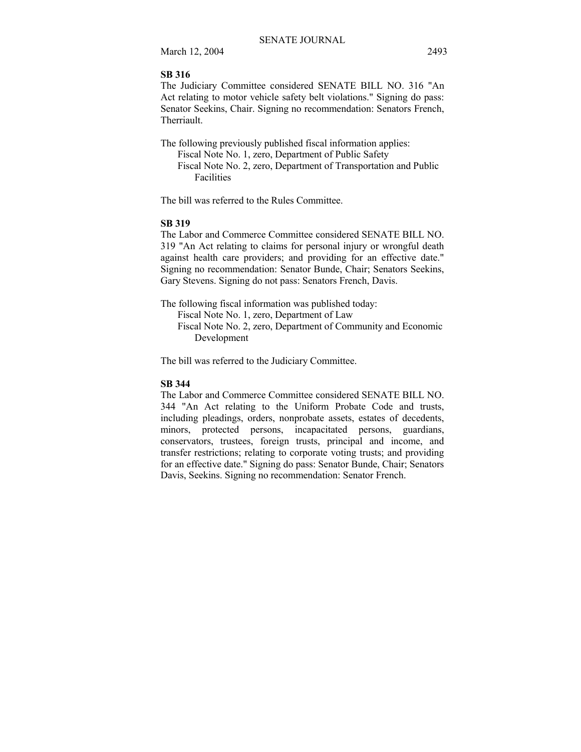**SB 316**

The Judiciary Committee considered SENATE BILL NO. 316 "An Act relating to motor vehicle safety belt violations." Signing do pass: Senator Seekins, Chair. Signing no recommendation: Senators French, Therriault.

The following previously published fiscal information applies:

Fiscal Note No. 1, zero, Department of Public Safety
Fiscal Note No. 2, zero, Department of Transportation and Public Facilities

The bill was referred to the Rules Committee.

**SB 319**

The Labor and Commerce Committee considered SENATE BILL NO. 319 "An Act relating to claims for personal injury or wrongful death against health care providers; and providing for an effective date." Signing no recommendation: Senator Bunde, Chair; Senators Seekins, Gary Stevens. Signing do not pass: Senators French, Davis.

The following fiscal information was published today:

Fiscal Note No. 1, zero, Department of Law
Fiscal Note No. 2, zero, Department of Community and Economic Development

The bill was referred to the Judiciary Committee.

**SB 344**

The Labor and Commerce Committee considered SENATE BILL NO. 344 "An Act relating to the Uniform Probate Code and trusts, including pleadings, orders, nonprobate assets, estates of decedents, minors, protected persons, incapacitated persons, guardians, conservators, trustees, foreign trusts, principal and income, and transfer restrictions; relating to corporate voting trusts; and providing for an effective date." Signing do pass: Senator Bunde, Chair; Senators Davis, Seekins. Signing no recommendation: Senator French.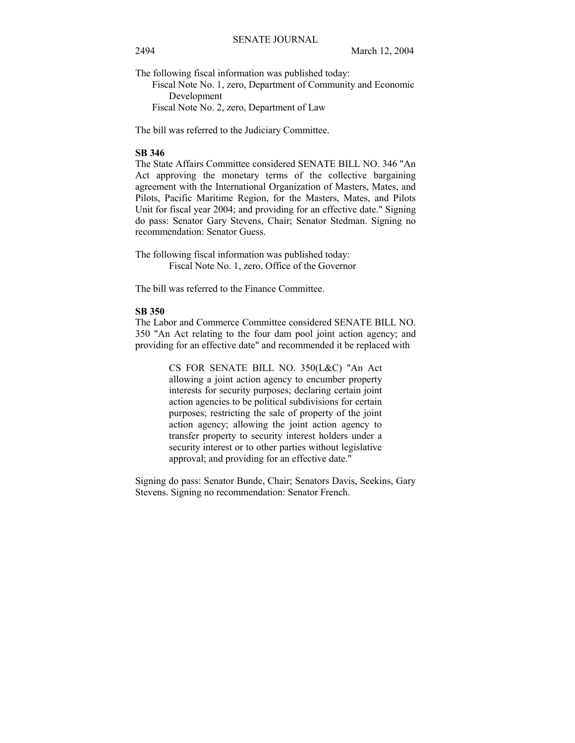The following fiscal information was published today:

Fiscal Note No. 1, zero, Department of Community and Economic Development

Fiscal Note No. 2, zero, Department of Law

The bill was referred to the Judiciary Committee.

**SB 346**

The State Affairs Committee considered SENATE BILL NO. 346 "An Act approving the monetary terms of the collective bargaining agreement with the International Organization of Masters, Mates, and Pilots, Pacific Maritime Region, for the Masters, Mates, and Pilots Unit for fiscal year 2004; and providing for an effective date." Signing do pass: Senator Gary Stevens, Chair; Senator Stedman. Signing no recommendation: Senator Guess.

The following fiscal information was published today:

Fiscal Note No. 1, zero, Office of the Governor

The bill was referred to the Finance Committee.

**SB 350**

The Labor and Commerce Committee considered SENATE BILL NO. 350 "An Act relating to the four dam pool joint action agency; and providing for an effective date" and recommended it be replaced with

> CS FOR SENATE BILL NO. 350(L&C) "An Act allowing a joint action agency to encumber property interests for security purposes; declaring certain joint action agencies to be political subdivisions for certain purposes; restricting the sale of property of the joint action agency; allowing the joint action agency to transfer property to security interest holders under a security interest or to other parties without legislative approval; and providing for an effective date."

Signing do pass: Senator Bunde, Chair; Senators Davis, Seekins, Gary Stevens. Signing no recommendation: Senator French.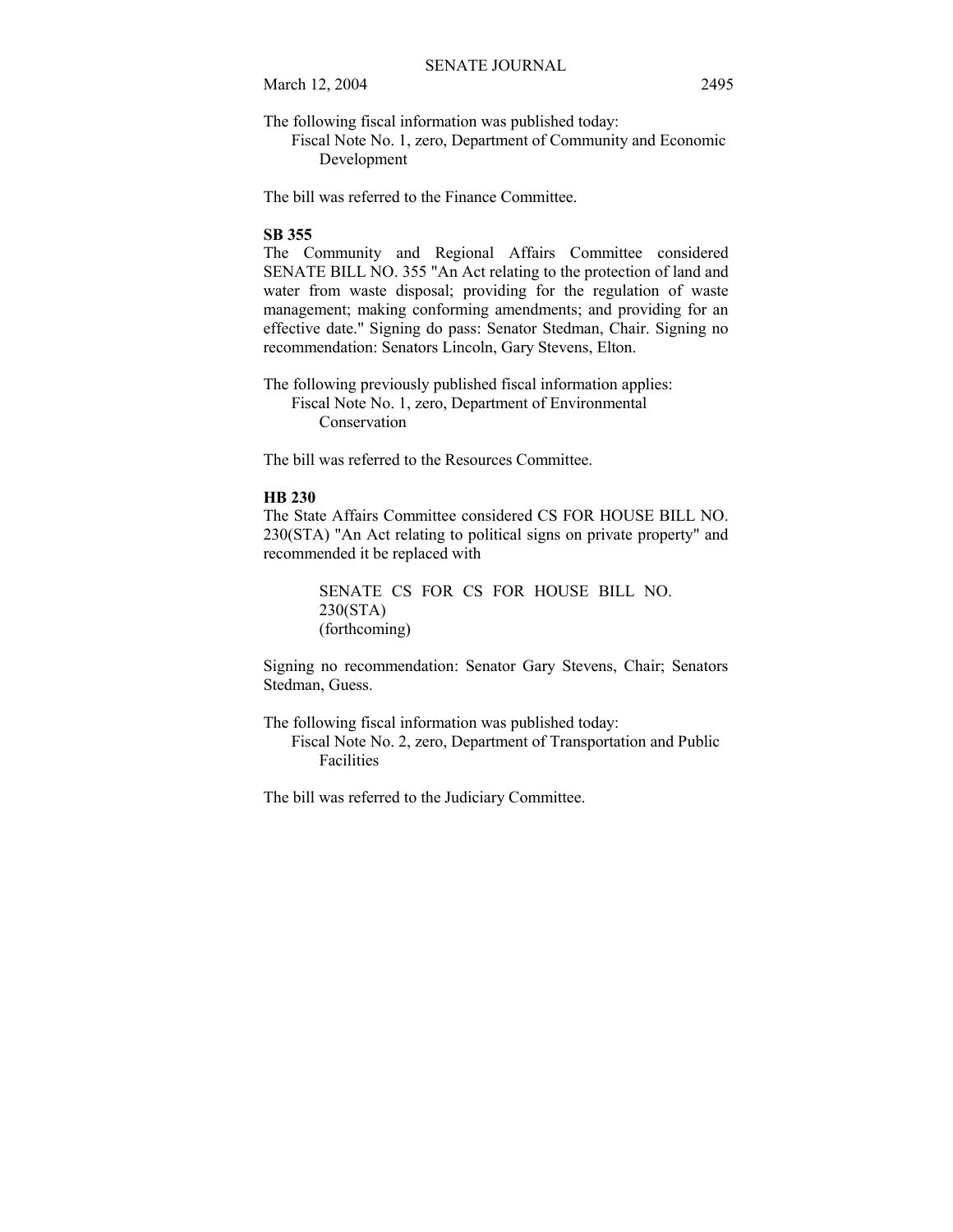The following fiscal information was published today:

Fiscal Note No. 1, zero, Department of Community and Economic Development

The bill was referred to the Finance Committee.

**SB 355**

The Community and Regional Affairs Committee considered SENATE BILL NO. 355 "An Act relating to the protection of land and water from waste disposal; providing for the regulation of waste management; making conforming amendments; and providing for an effective date." Signing do pass: Senator Stedman, Chair. Signing no recommendation: Senators Lincoln, Gary Stevens, Elton.

The following previously published fiscal information applies:

Fiscal Note No. 1, zero, Department of Environmental Conservation

The bill was referred to the Resources Committee.

**HB 230**

The State Affairs Committee considered CS FOR HOUSE BILL NO. 230(STA) "An Act relating to political signs on private property" and recommended it be replaced with

SENATE CS FOR CS FOR HOUSE BILL NO. 230(STA)
(forthcoming)

Signing no recommendation: Senator Gary Stevens, Chair; Senators Stedman, Guess.

The following fiscal information was published today:

Fiscal Note No. 2, zero, Department of Transportation and Public Facilities

The bill was referred to the Judiciary Committee.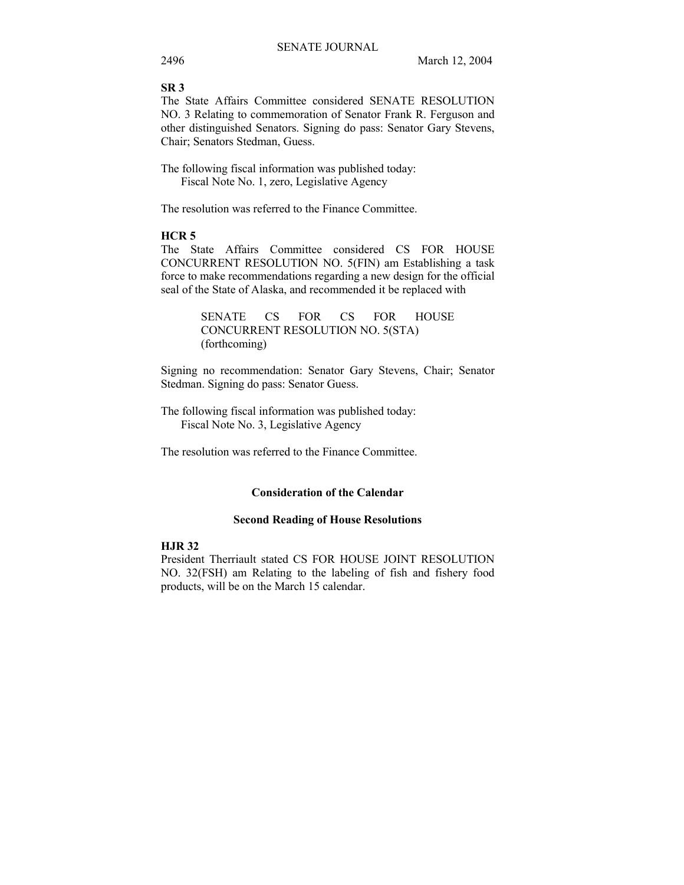**SR 3**

The State Affairs Committee considered SENATE RESOLUTION NO. 3 Relating to commemoration of Senator Frank R. Ferguson and other distinguished Senators. Signing do pass: Senator Gary Stevens, Chair; Senators Stedman, Guess.

The following fiscal information was published today:
Fiscal Note No. 1, zero, Legislative Agency

The resolution was referred to the Finance Committee.

**HCR 5**

The State Affairs Committee considered CS FOR HOUSE CONCURRENT RESOLUTION NO. 5(FIN) am Establishing a task force to make recommendations regarding a new design for the official seal of the State of Alaska, and recommended it be replaced with

> SENATE CS FOR CS FOR HOUSE CONCURRENT RESOLUTION NO. 5(STA)
> (forthcoming)

Signing no recommendation: Senator Gary Stevens, Chair; Senator Stedman. Signing do pass: Senator Guess.

The following fiscal information was published today:
Fiscal Note No. 3, Legislative Agency

The resolution was referred to the Finance Committee.

## Consideration of the Calendar

### Second Reading of House Resolutions

**HJR 32**

President Therriault stated CS FOR HOUSE JOINT RESOLUTION NO. 32(FSH) am Relating to the labeling of fish and fishery food products, will be on the March 15 calendar.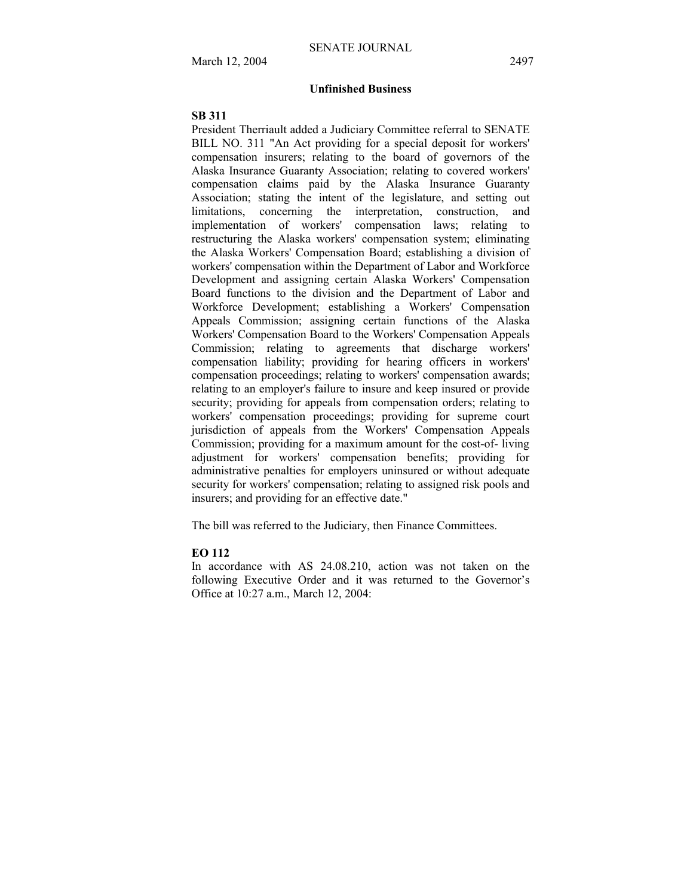## Unfinished Business

**SB 311**

President Therriault added a Judiciary Committee referral to SENATE BILL NO. 311 "An Act providing for a special deposit for workers' compensation insurers; relating to the board of governors of the Alaska Insurance Guaranty Association; relating to covered workers' compensation claims paid by the Alaska Insurance Guaranty Association; stating the intent of the legislature, and setting out limitations, concerning the interpretation, construction, and implementation of workers' compensation laws; relating to restructuring the Alaska workers' compensation system; eliminating the Alaska Workers' Compensation Board; establishing a division of workers' compensation within the Department of Labor and Workforce Development and assigning certain Alaska Workers' Compensation Board functions to the division and the Department of Labor and Workforce Development; establishing a Workers' Compensation Appeals Commission; assigning certain functions of the Alaska Workers' Compensation Board to the Workers' Compensation Appeals Commission; relating to agreements that discharge workers' compensation liability; providing for hearing officers in workers' compensation proceedings; relating to workers' compensation awards; relating to an employer's failure to insure and keep insured or provide security; providing for appeals from compensation orders; relating to workers' compensation proceedings; providing for supreme court jurisdiction of appeals from the Workers' Compensation Appeals Commission; providing for a maximum amount for the cost-of- living adjustment for workers' compensation benefits; providing for administrative penalties for employers uninsured or without adequate security for workers' compensation; relating to assigned risk pools and insurers; and providing for an effective date."

The bill was referred to the Judiciary, then Finance Committees.

**EO 112**

In accordance with AS 24.08.210, action was not taken on the following Executive Order and it was returned to the Governor's Office at 10:27 a.m., March 12, 2004: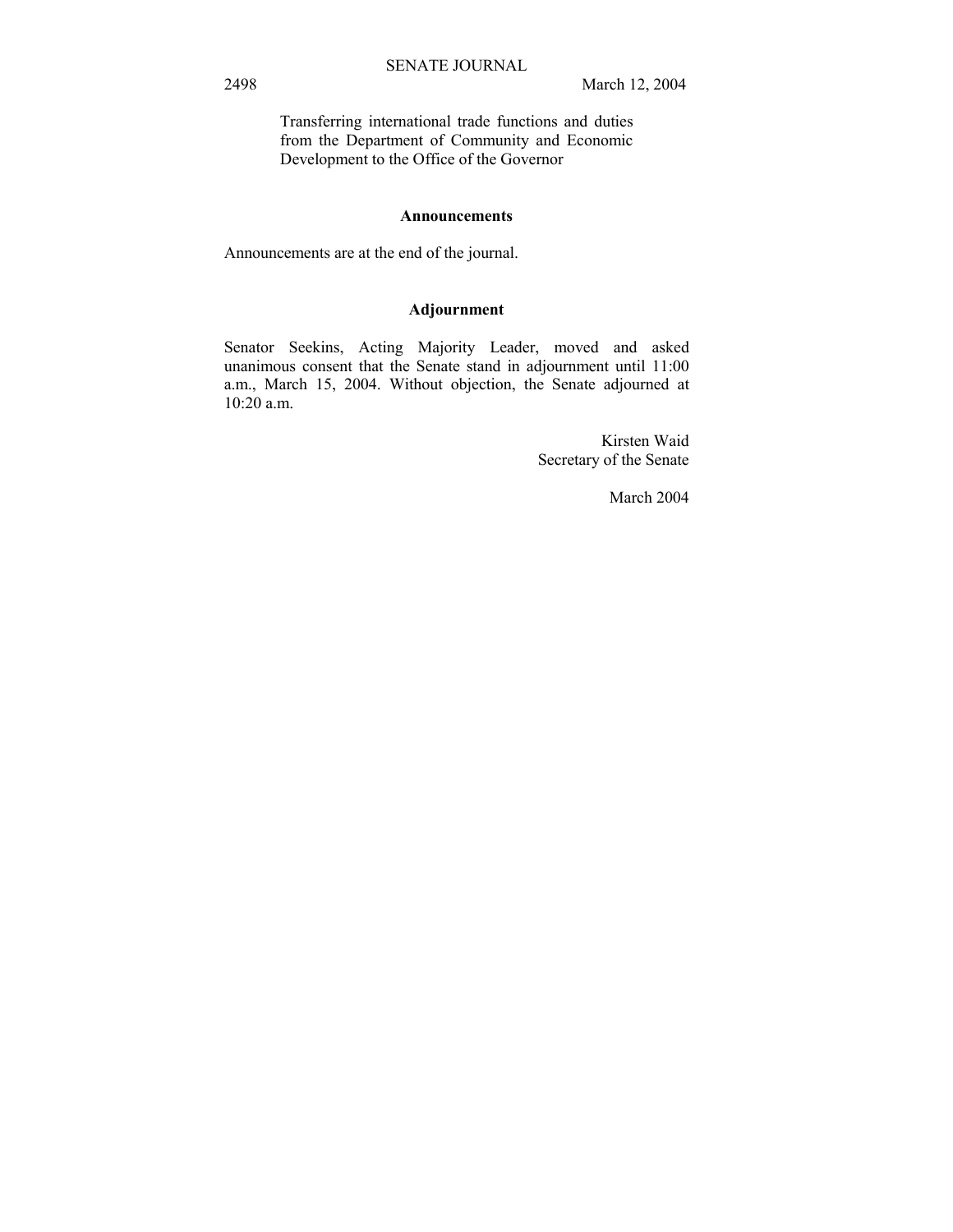Transferring international trade functions and duties from the Department of Community and Economic Development to the Office of the Governor

**Announcements**

Announcements are at the end of the journal.

**Adjournment**

Senator Seekins, Acting Majority Leader, moved and asked unanimous consent that the Senate stand in adjournment until 11:00 a.m., March 15, 2004. Without objection, the Senate adjourned at 10:20 a.m.

Kirsten Waid
Secretary of the Senate

March 2004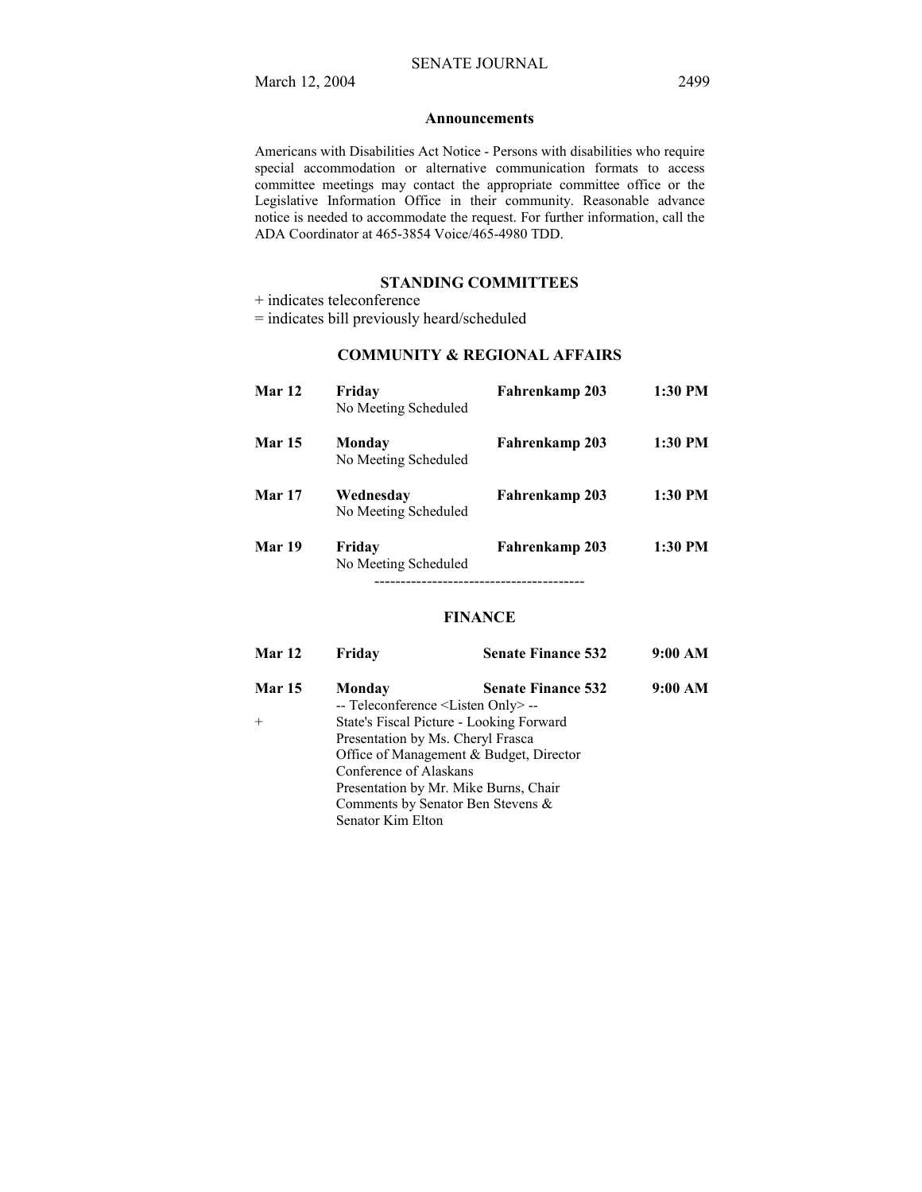## Announcements

Americans with Disabilities Act Notice - Persons with disabilities who require special accommodation or alternative communication formats to access committee meetings may contact the appropriate committee office or the Legislative Information Office in their community. Reasonable advance notice is needed to accommodate the request. For further information, call the ADA Coordinator at 465-3854 Voice/465-4980 TDD.

### STANDING COMMITTEES

+ indicates teleconference

= indicates bill previously heard/scheduled

### COMMUNITY & REGIONAL AFFAIRS

| | | | |
|---|---|---|---|
| **Mar 12** | **Friday**<br>No Meeting Scheduled | **Fahrenkamp 203** | **1:30 PM** |
| **Mar 15** | **Monday**<br>No Meeting Scheduled | **Fahrenkamp 203** | **1:30 PM** |
| **Mar 17** | **Wednesday**<br>No Meeting Scheduled | **Fahrenkamp 203** | **1:30 PM** |
| **Mar 19** | **Friday**<br>No Meeting Scheduled | **Fahrenkamp 203** | **1:30 PM** |

----------------------------------------

### FINANCE

| | | | |
|---|---|---|---|
| **Mar 12** | **Friday** | **Senate Finance 532** | **9:00 AM** |
| **Mar 15** | **Monday** | **Senate Finance 532** | **9:00 AM** |

-- Teleconference <Listen Only> --

\+ State's Fiscal Picture - Looking Forward
Presentation by Ms. Cheryl Frasca
Office of Management & Budget, Director
Conference of Alaskans
Presentation by Mr. Mike Burns, Chair
Comments by Senator Ben Stevens &
Senator Kim Elton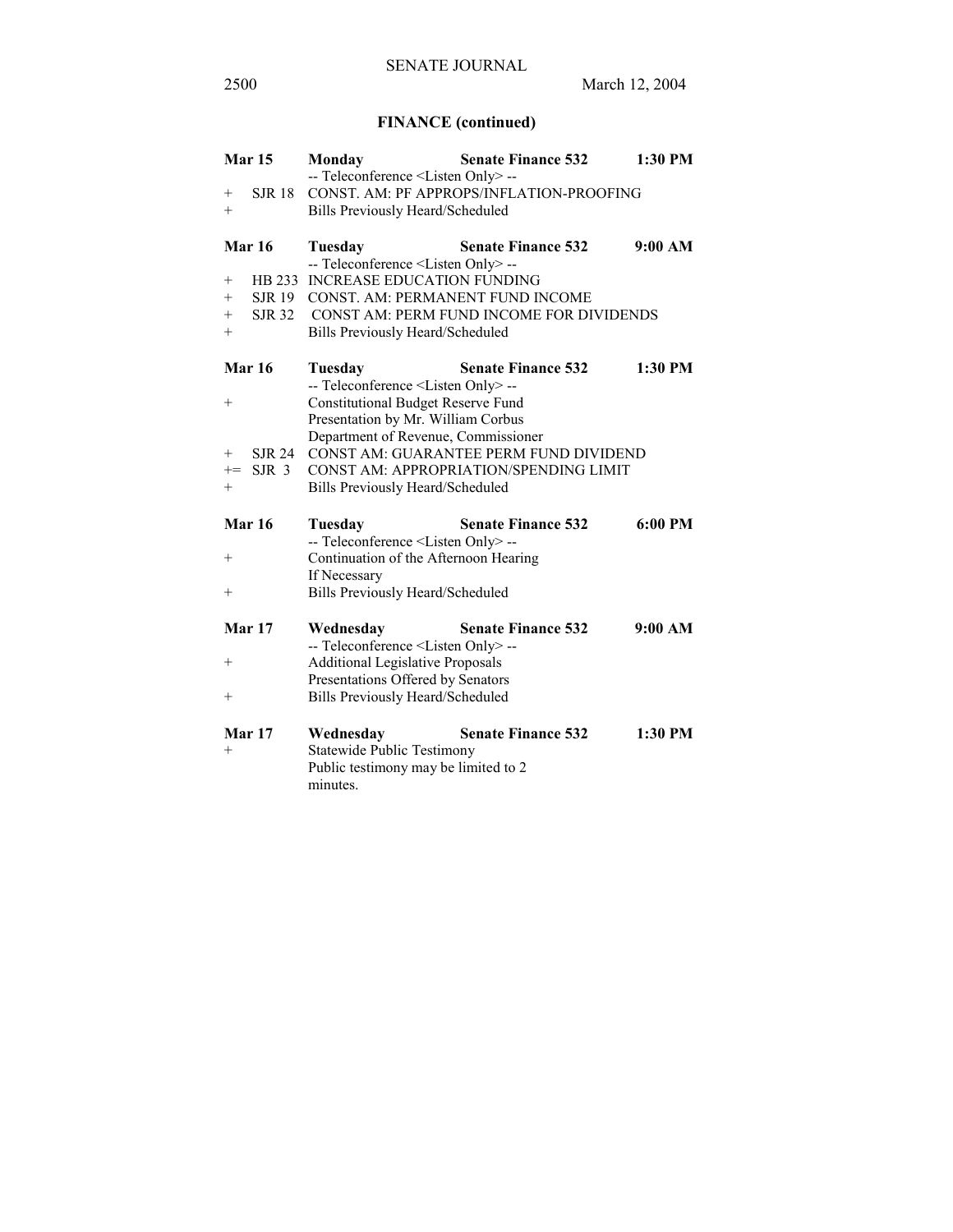## FINANCE (continued)

| | | | |
|---|---|---|---|
| **Mar 15** | **Monday** | **Senate Finance 532** | **1:30 PM** |
| | -- Teleconference <Listen Only> -- | | |
| + SJR 18 | CONST. AM: PF APPROPS/INFLATION-PROOFING | | |
| + | Bills Previously Heard/Scheduled | | |
| **Mar 16** | **Tuesday** | **Senate Finance 532** | **9:00 AM** |
| | -- Teleconference <Listen Only> -- | | |
| + HB 233 | INCREASE EDUCATION FUNDING | | |
| + SJR 19 | CONST. AM: PERMANENT FUND INCOME | | |
| + SJR 32 | CONST AM: PERM FUND INCOME FOR DIVIDENDS | | |
| + | Bills Previously Heard/Scheduled | | |
| **Mar 16** | **Tuesday** | **Senate Finance 532** | **1:30 PM** |
| | -- Teleconference <Listen Only> -- | | |
| + | Constitutional Budget Reserve Fund Presentation by Mr. William Corbus Department of Revenue, Commissioner | | |
| + SJR 24 | CONST AM: GUARANTEE PERM FUND DIVIDEND | | |
| += SJR 3 | CONST AM: APPROPRIATION/SPENDING LIMIT | | |
| + | Bills Previously Heard/Scheduled | | |
| **Mar 16** | **Tuesday** | **Senate Finance 532** | **6:00 PM** |
| | -- Teleconference <Listen Only> -- | | |
| + | Continuation of the Afternoon Hearing If Necessary | | |
| + | Bills Previously Heard/Scheduled | | |
| **Mar 17** | **Wednesday** | **Senate Finance 532** | **9:00 AM** |
| | -- Teleconference <Listen Only> -- | | |
| + | Additional Legislative Proposals Presentations Offered by Senators | | |
| + | Bills Previously Heard/Scheduled | | |
| **Mar 17** | **Wednesday** | **Senate Finance 532** | **1:30 PM** |
| + | Statewide Public Testimony Public testimony may be limited to 2 minutes. | | |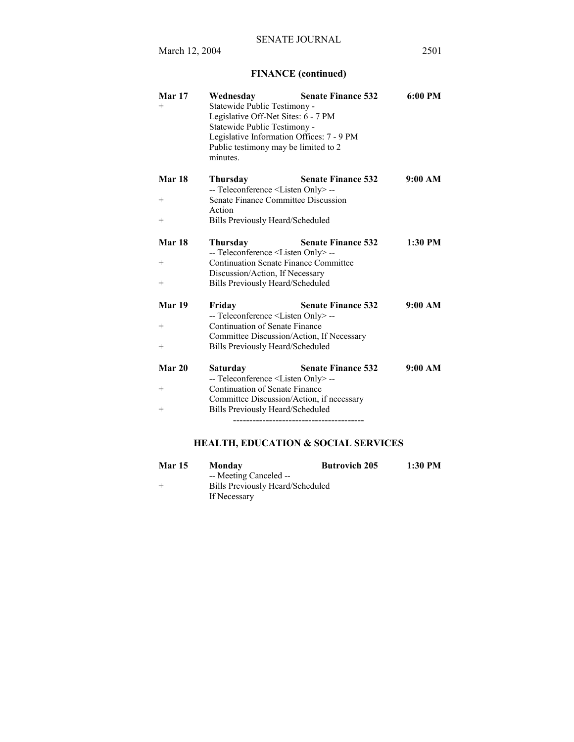## FINANCE (continued)

| | | | |
|---|---|---|---|
| **Mar 17** | **Wednesday** | **Senate Finance 532** | **6:00 PM** |
| + | Statewide Public Testimony - Legislative Off-Net Sites: 6 - 7 PM Statewide Public Testimony - Legislative Information Offices: 7 - 9 PM Public testimony may be limited to 2 minutes. | | |
| **Mar 18** | **Thursday** | **Senate Finance 532** | **9:00 AM** |
| | -- Teleconference <Listen Only> -- | | |
| + | Senate Finance Committee Discussion Action | | |
| + | Bills Previously Heard/Scheduled | | |
| **Mar 18** | **Thursday** | **Senate Finance 532** | **1:30 PM** |
| | -- Teleconference <Listen Only> -- | | |
| + | Continuation Senate Finance Committee Discussion/Action, If Necessary | | |
| + | Bills Previously Heard/Scheduled | | |
| **Mar 19** | **Friday** | **Senate Finance 532** | **9:00 AM** |
| | -- Teleconference <Listen Only> -- | | |
| + | Continuation of Senate Finance Committee Discussion/Action, If Necessary | | |
| + | Bills Previously Heard/Scheduled | | |
| **Mar 20** | **Saturday** | **Senate Finance 532** | **9:00 AM** |
| | -- Teleconference <Listen Only> -- | | |
| + | Continuation of Senate Finance Committee Discussion/Action, if necessary | | |
| + | Bills Previously Heard/Scheduled | | |

----------------------------------------

## HEALTH, EDUCATION & SOCIAL SERVICES

| | | | |
|---|---|---|---|
| **Mar 15** | **Monday** | **Butrovich 205** | **1:30 PM** |
| | -- Meeting Canceled -- | | |
| + | Bills Previously Heard/Scheduled If Necessary | | |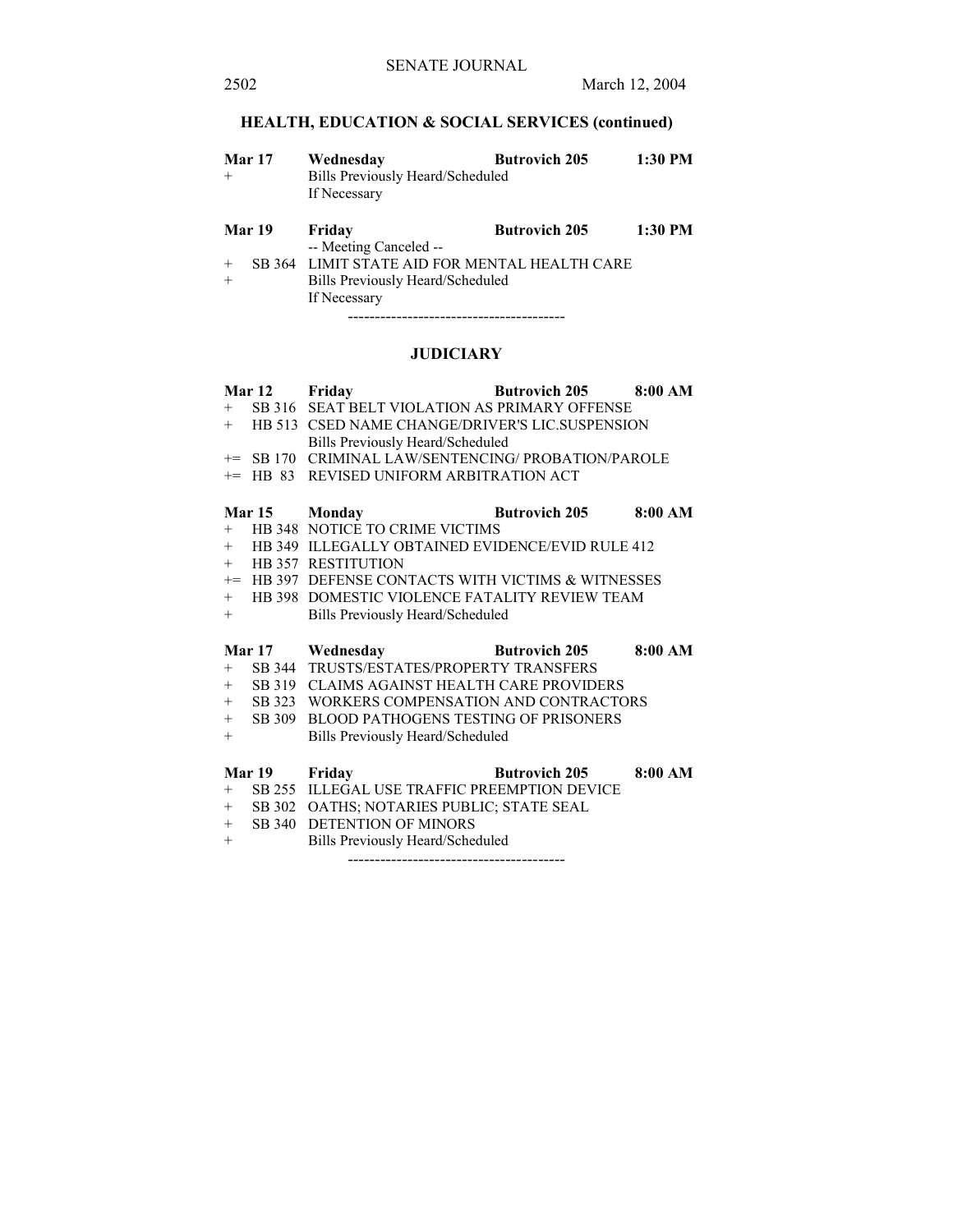## HEALTH, EDUCATION & SOCIAL SERVICES (continued)

| | | | | |
|---|---|---|---|---|
| **Mar 17** | | **Wednesday** | **Butrovich 205** | **1:30 PM** |
| + | | Bills Previously Heard/Scheduled If Necessary | | |
| **Mar 19** | | **Friday** | **Butrovich 205** | **1:30 PM** |
| | | -- Meeting Canceled -- | | |
| + | SB 364 | LIMIT STATE AID FOR MENTAL HEALTH CARE | | |
| + | | Bills Previously Heard/Scheduled If Necessary | | |

----------------------------------------

## JUDICIARY

| | | | | |
|---|---|---|---|---|
| **Mar 12** | | **Friday** | **Butrovich 205** | **8:00 AM** |
| + | SB 316 | SEAT BELT VIOLATION AS PRIMARY OFFENSE | | |
| + | HB 513 | CSED NAME CHANGE/DRIVER'S LIC.SUSPENSION | | |
| | | Bills Previously Heard/Scheduled | | |
| += | SB 170 | CRIMINAL LAW/SENTENCING/ PROBATION/PAROLE | | |
| += | HB 83 | REVISED UNIFORM ARBITRATION ACT | | |
| **Mar 15** | | **Monday** | **Butrovich 205** | **8:00 AM** |
| + | HB 348 | NOTICE TO CRIME VICTIMS | | |
| + | HB 349 | ILLEGALLY OBTAINED EVIDENCE/EVID RULE 412 | | |
| + | HB 357 | RESTITUTION | | |
| += | HB 397 | DEFENSE CONTACTS WITH VICTIMS & WITNESSES | | |
| + | HB 398 | DOMESTIC VIOLENCE FATALITY REVIEW TEAM | | |
| + | | Bills Previously Heard/Scheduled | | |
| **Mar 17** | | **Wednesday** | **Butrovich 205** | **8:00 AM** |
| + | SB 344 | TRUSTS/ESTATES/PROPERTY TRANSFERS | | |
| + | SB 319 | CLAIMS AGAINST HEALTH CARE PROVIDERS | | |
| + | SB 323 | WORKERS COMPENSATION AND CONTRACTORS | | |
| + | SB 309 | BLOOD PATHOGENS TESTING OF PRISONERS | | |
| + | | Bills Previously Heard/Scheduled | | |
| **Mar 19** | | **Friday** | **Butrovich 205** | **8:00 AM** |
| + | SB 255 | ILLEGAL USE TRAFFIC PREEMPTION DEVICE | | |
| + | SB 302 | OATHS; NOTARIES PUBLIC; STATE SEAL | | |
| + | SB 340 | DETENTION OF MINORS | | |
| + | | Bills Previously Heard/Scheduled | | |

----------------------------------------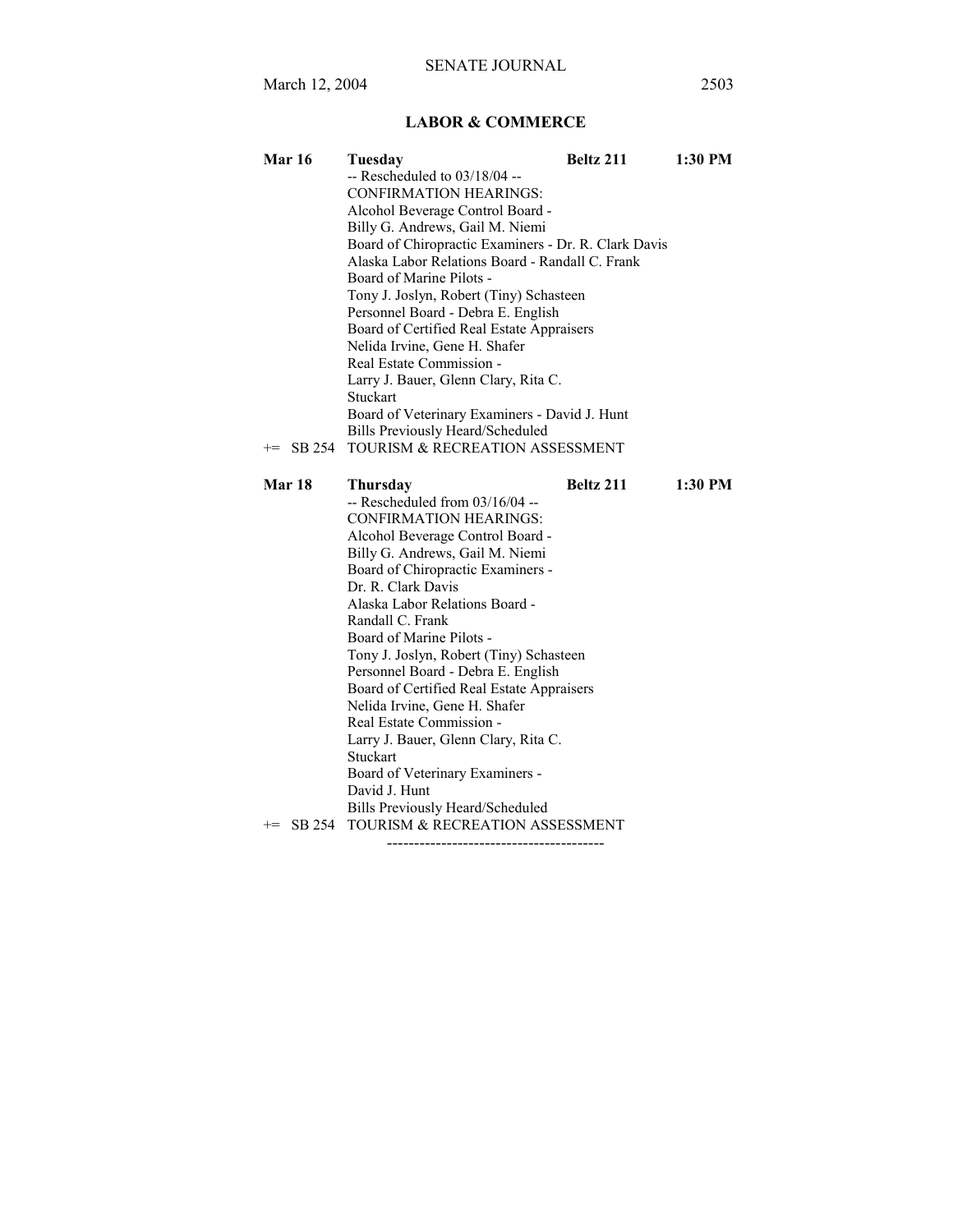## LABOR & COMMERCE

**Mar 16** **Tuesday** **Beltz 211** **1:30 PM**

-- Rescheduled to 03/18/04 --
CONFIRMATION HEARINGS:
Alcohol Beverage Control Board -
Billy G. Andrews, Gail M. Niemi
Board of Chiropractic Examiners - Dr. R. Clark Davis
Alaska Labor Relations Board - Randall C. Frank
Board of Marine Pilots -
Tony J. Joslyn, Robert (Tiny) Schasteen
Personnel Board - Debra E. English
Board of Certified Real Estate Appraisers
Nelida Irvine, Gene H. Shafer
Real Estate Commission -
Larry J. Bauer, Glenn Clary, Rita C. Stuckart
Board of Veterinary Examiners - David J. Hunt
Bills Previously Heard/Scheduled

+= SB 254 TOURISM & RECREATION ASSESSMENT

**Mar 18** **Thursday** **Beltz 211** **1:30 PM**

-- Rescheduled from 03/16/04 --
CONFIRMATION HEARINGS:
Alcohol Beverage Control Board -
Billy G. Andrews, Gail M. Niemi
Board of Chiropractic Examiners -
Dr. R. Clark Davis
Alaska Labor Relations Board -
Randall C. Frank
Board of Marine Pilots -
Tony J. Joslyn, Robert (Tiny) Schasteen
Personnel Board - Debra E. English
Board of Certified Real Estate Appraisers
Nelida Irvine, Gene H. Shafer
Real Estate Commission -
Larry J. Bauer, Glenn Clary, Rita C. Stuckart
Board of Veterinary Examiners -
David J. Hunt
Bills Previously Heard/Scheduled

+= SB 254 TOURISM & RECREATION ASSESSMENT

----------------------------------------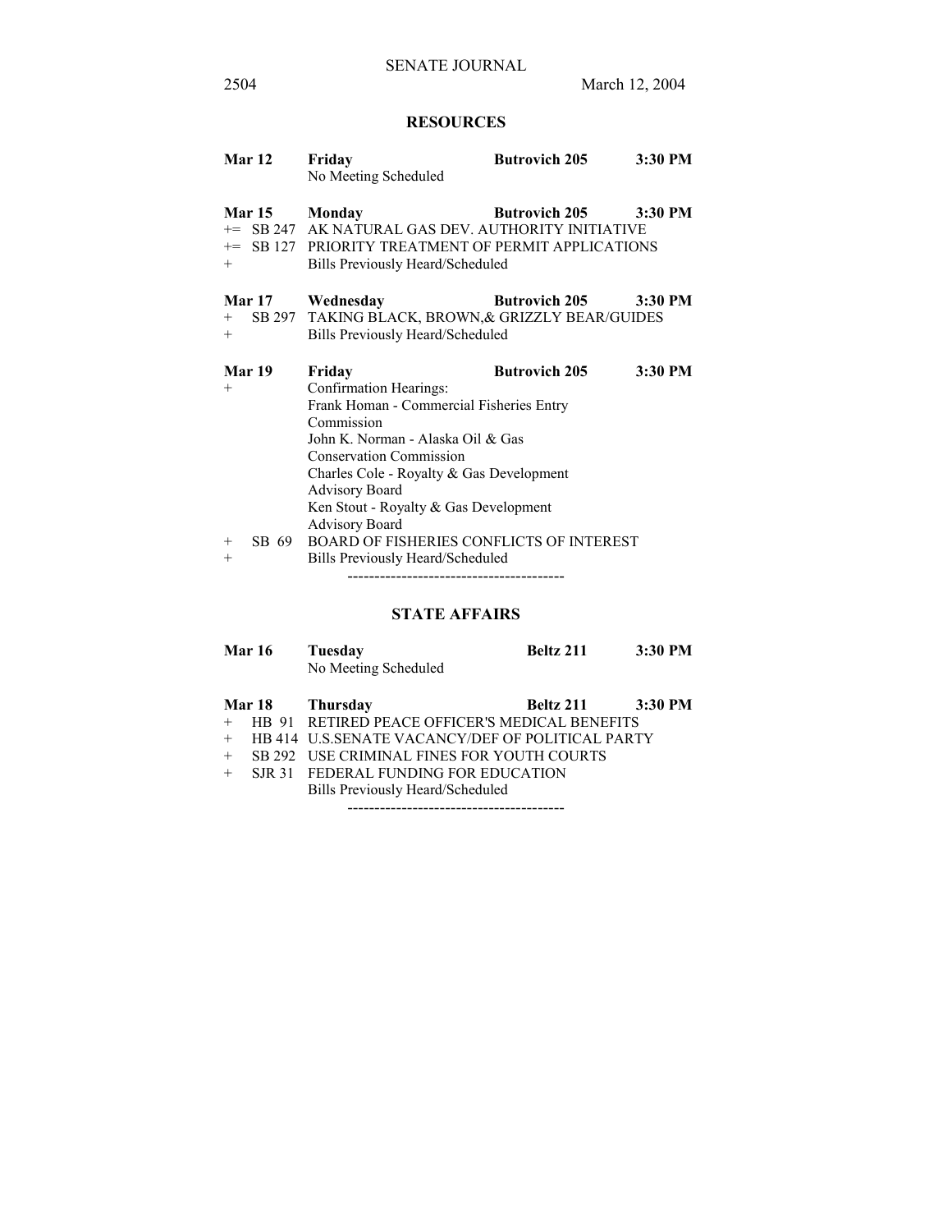## RESOURCES

**Mar 12** **Friday** **Butrovich 205** **3:30 PM**
No Meeting Scheduled

**Mar 15** **Monday** **Butrovich 205** **3:30 PM**
+= SB 247 AK NATURAL GAS DEV. AUTHORITY INITIATIVE
+= SB 127 PRIORITY TREATMENT OF PERMIT APPLICATIONS
+ Bills Previously Heard/Scheduled

**Mar 17** **Wednesday** **Butrovich 205** **3:30 PM**
+ SB 297 TAKING BLACK, BROWN,& GRIZZLY BEAR/GUIDES
+ Bills Previously Heard/Scheduled

**Mar 19** **Friday** **Butrovich 205** **3:30 PM**
+ Confirmation Hearings:
Frank Homan - Commercial Fisheries Entry Commission
John K. Norman - Alaska Oil & Gas Conservation Commission
Charles Cole - Royalty & Gas Development Advisory Board
Ken Stout - Royalty & Gas Development Advisory Board
+ SB 69 BOARD OF FISHERIES CONFLICTS OF INTEREST
+ Bills Previously Heard/Scheduled

----------------------------------------

## STATE AFFAIRS

**Mar 16** **Tuesday** **Beltz 211** **3:30 PM**
No Meeting Scheduled

**Mar 18** **Thursday** **Beltz 211** **3:30 PM**
+ HB 91 RETIRED PEACE OFFICER'S MEDICAL BENEFITS
+ HB 414 U.S.SENATE VACANCY/DEF OF POLITICAL PARTY
+ SB 292 USE CRIMINAL FINES FOR YOUTH COURTS
+ SJR 31 FEDERAL FUNDING FOR EDUCATION
Bills Previously Heard/Scheduled

----------------------------------------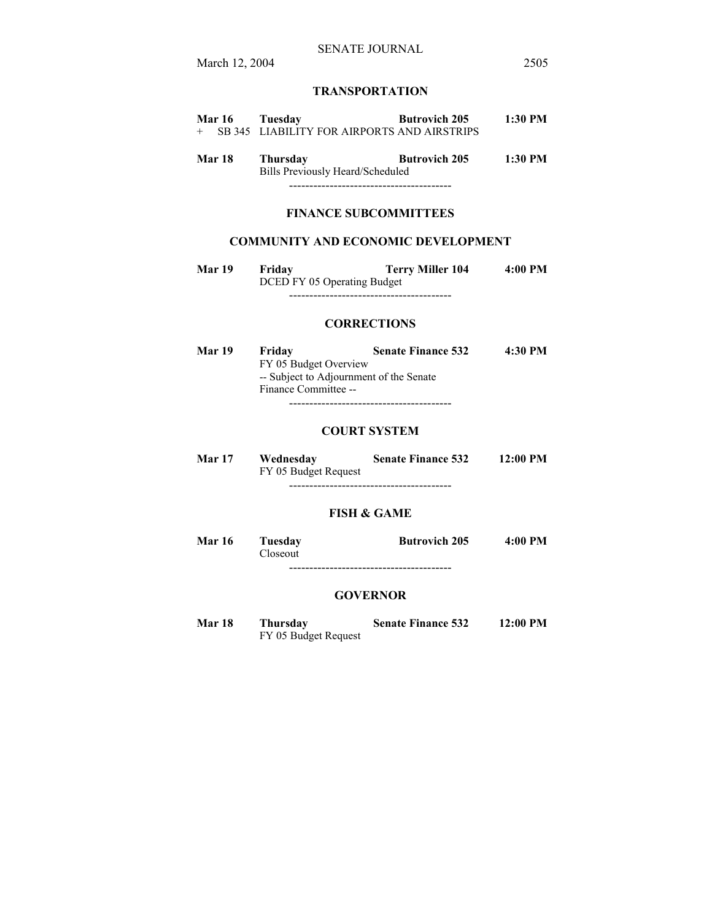## TRANSPORTATION

**Mar 16** **Tuesday** **Butrovich 205** **1:30 PM**
+ SB 345 LIABILITY FOR AIRPORTS AND AIRSTRIPS

**Mar 18** **Thursday** **Butrovich 205** **1:30 PM**
Bills Previously Heard/Scheduled

----------------------------------------

## FINANCE SUBCOMMITTEES

### COMMUNITY AND ECONOMIC DEVELOPMENT

**Mar 19** **Friday** **Terry Miller 104** **4:00 PM**
DCED FY 05 Operating Budget

----------------------------------------

### CORRECTIONS

**Mar 19** **Friday** **Senate Finance 532** **4:30 PM**
FY 05 Budget Overview
-- Subject to Adjournment of the Senate Finance Committee --

----------------------------------------

### COURT SYSTEM

**Mar 17** **Wednesday** **Senate Finance 532** **12:00 PM**
FY 05 Budget Request

----------------------------------------

### FISH & GAME

**Mar 16** **Tuesday** **Butrovich 205** **4:00 PM**
Closeout

----------------------------------------

### GOVERNOR

**Mar 18** **Thursday** **Senate Finance 532** **12:00 PM**
FY 05 Budget Request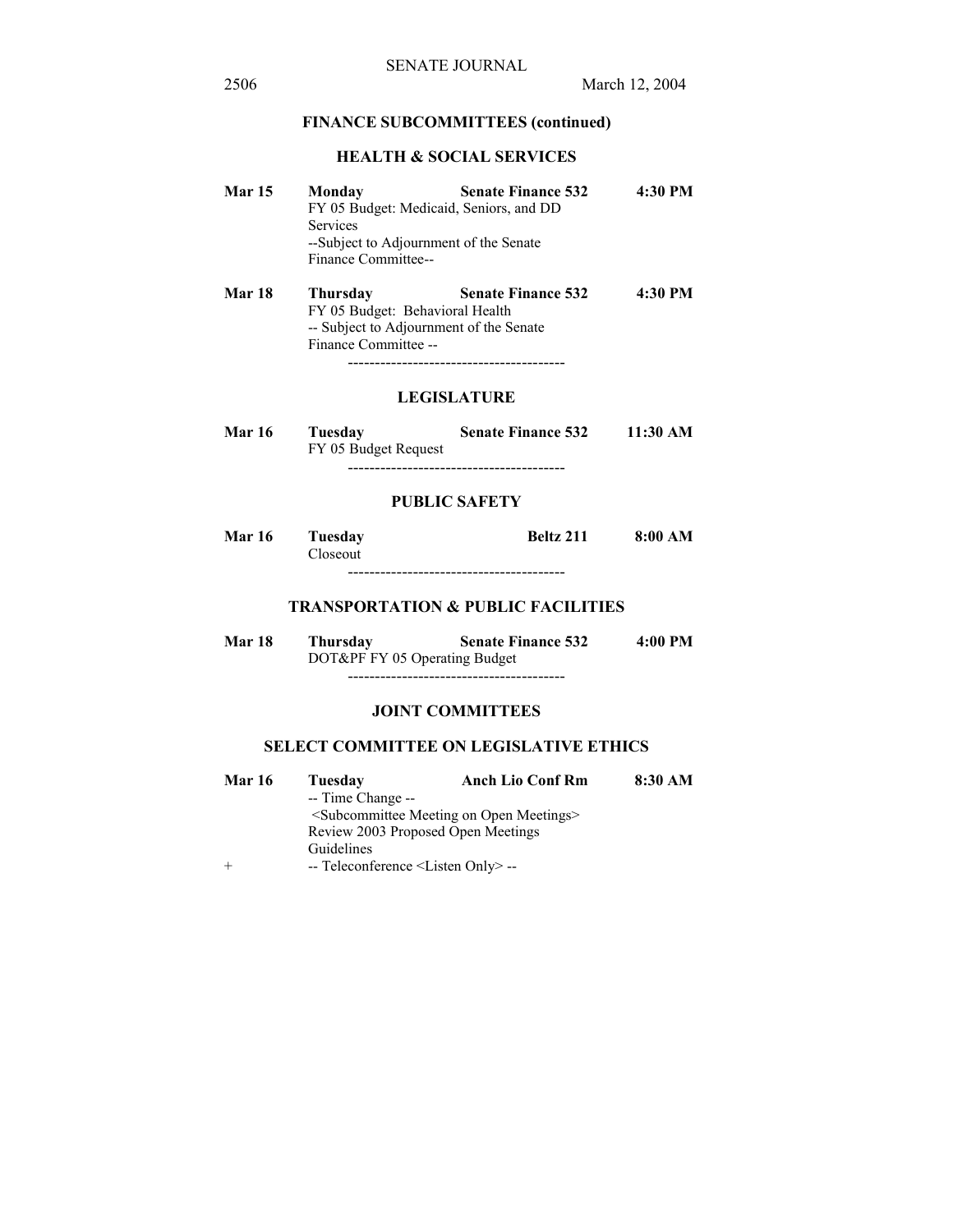## FINANCE SUBCOMMITTEES (continued)

### HEALTH & SOCIAL SERVICES

| | | | |
|---|---|---|---|
| **Mar 15** | **Monday** | **Senate Finance 532** | **4:30 PM** |
| | FY 05 Budget: Medicaid, Seniors, and DD Services<br>--Subject to Adjournment of the Senate Finance Committee-- | | |
| **Mar 18** | **Thursday** | **Senate Finance 532** | **4:30 PM** |
| | FY 05 Budget: Behavioral Health<br>-- Subject to Adjournment of the Senate Finance Committee -- | | |

----------------------------------------

### LEGISLATURE

| | | | |
|---|---|---|---|
| **Mar 16** | **Tuesday** | **Senate Finance 532** | **11:30 AM** |
| | FY 05 Budget Request | | |

----------------------------------------

### PUBLIC SAFETY

| | | | |
|---|---|---|---|
| **Mar 16** | **Tuesday** | **Beltz 211** | **8:00 AM** |
| | Closeout | | |

----------------------------------------

### TRANSPORTATION & PUBLIC FACILITIES

| | | | |
|---|---|---|---|
| **Mar 18** | **Thursday** | **Senate Finance 532** | **4:00 PM** |
| | DOT&PF FY 05 Operating Budget | | |

----------------------------------------

## JOINT COMMITTEES

### SELECT COMMITTEE ON LEGISLATIVE ETHICS

| | | | |
|---|---|---|---|
| **Mar 16** | **Tuesday** | **Anch Lio Conf Rm** | **8:30 AM** |
| | -- Time Change --<br><Subcommittee Meeting on Open Meetings><br>Review 2003 Proposed Open Meetings Guidelines | | |
| + | -- Teleconference <Listen Only> -- | | |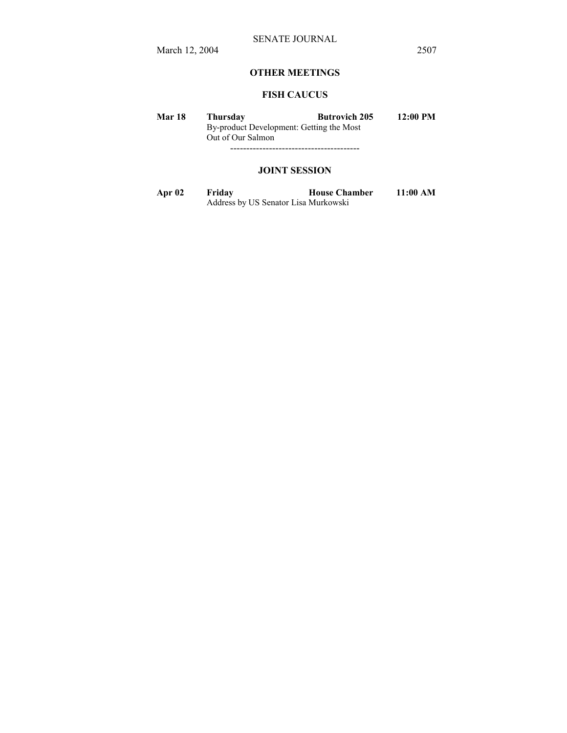## OTHER MEETINGS

### FISH CAUCUS

| | | | |
|---|---|---|---|
| **Mar 18** | **Thursday** | **Butrovich 205** | **12:00 PM** |
| | By-product Development: Getting the Most Out of Our Salmon | | |

----------------------------------------

### JOINT SESSION

| | | | |
|---|---|---|---|
| **Apr 02** | **Friday** | **House Chamber** | **11:00 AM** |
| | Address by US Senator Lisa Murkowski | | |